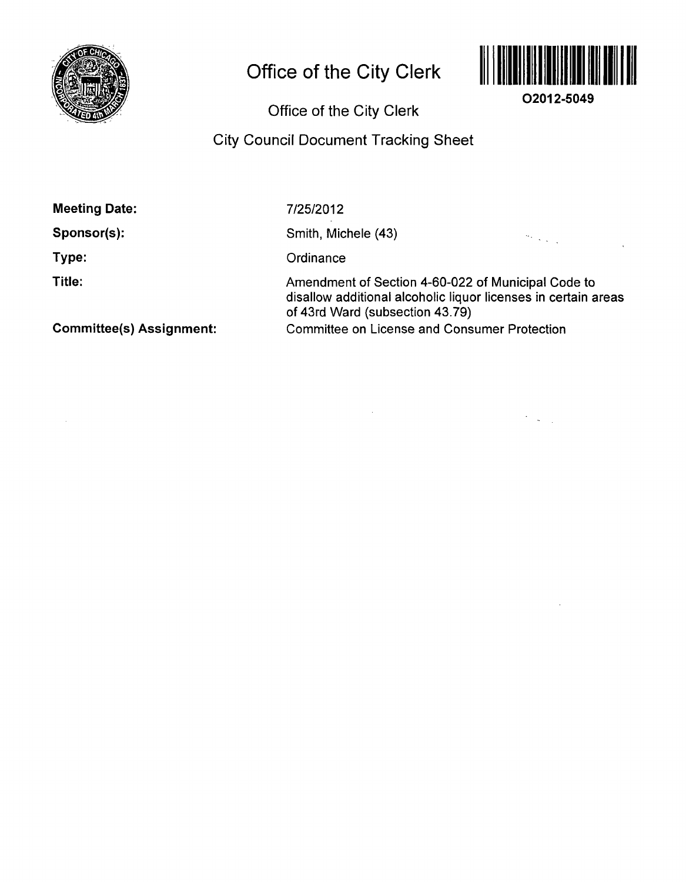# Office of the City Clerk

O2012-5049

## Office of the City Clerk

## City Council Document Tracking Sheet

**Meeting Date:** 7/25/2012

**Sponsor(s):** Smith, Michele (43)

**Type:** Ordinance

**Title:** Amendment of Section 4-60-022 of Municipal Code to disallow additional alcoholic liquor licenses in certain areas of 43rd Ward (subsection 43.79)

**Committee(s) Assignment:** Committee on License and Consumer Protection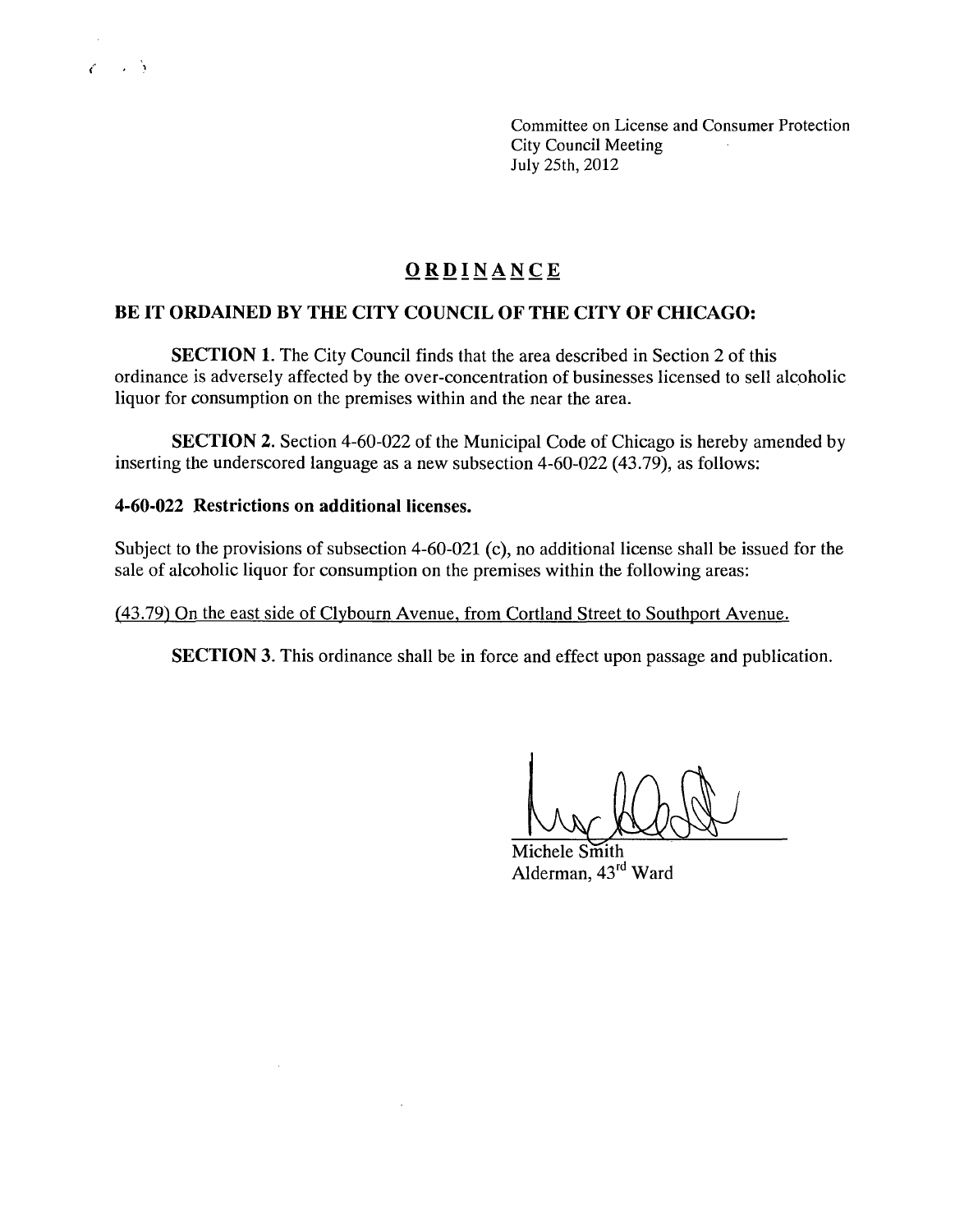Committee on License and Consumer Protection
City Council Meeting
July 25th, 2012

# ORDINANCE

**BE IT ORDAINED BY THE CITY COUNCIL OF THE CITY OF CHICAGO:**

**SECTION 1.** The City Council finds that the area described in Section 2 of this ordinance is adversely affected by the over-concentration of businesses licensed to sell alcoholic liquor for consumption on the premises within and the near the area.

**SECTION 2.** Section 4-60-022 of the Municipal Code of Chicago is hereby amended by inserting the underscored language as a new subsection 4-60-022 (43.79), as follows:

**4-60-022 Restrictions on additional licenses.**

Subject to the provisions of subsection 4-60-021 (c), no additional license shall be issued for the sale of alcoholic liquor for consumption on the premises within the following areas:

<u>(43.79) On the east side of Clybourn Avenue, from Cortland Street to Southport Avenue.</u>

**SECTION 3.** This ordinance shall be in force and effect upon passage and publication.

Michele Smith
Alderman, 43rd Ward